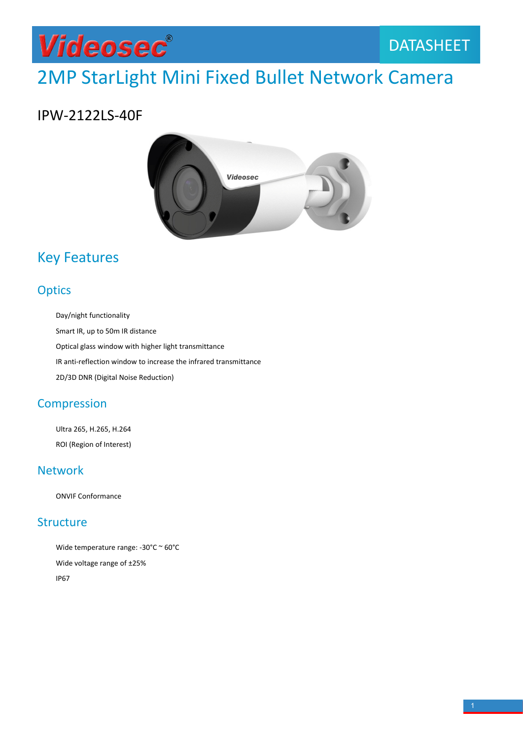Videosec®

DATASHEET

# 2MP StarLight Mini Fixed Bullet Network Camera

## IPW-2122LS-40F

## Key Features

### Optics

- Day/night functionality
- Smart IR, up to 50m IR distance
- Optical glass window with higher light transmittance
- IR anti-reflection window to increase the infrared transmittance
- 2D/3D DNR (Digital Noise Reduction)

### Compression

- Ultra 265, H.265, H.264
- ROI (Region of Interest)

### Network

- ONVIF Conformance

### Structure

- Wide temperature range: -30°C ~ 60°C
- Wide voltage range of ±25%
- IP67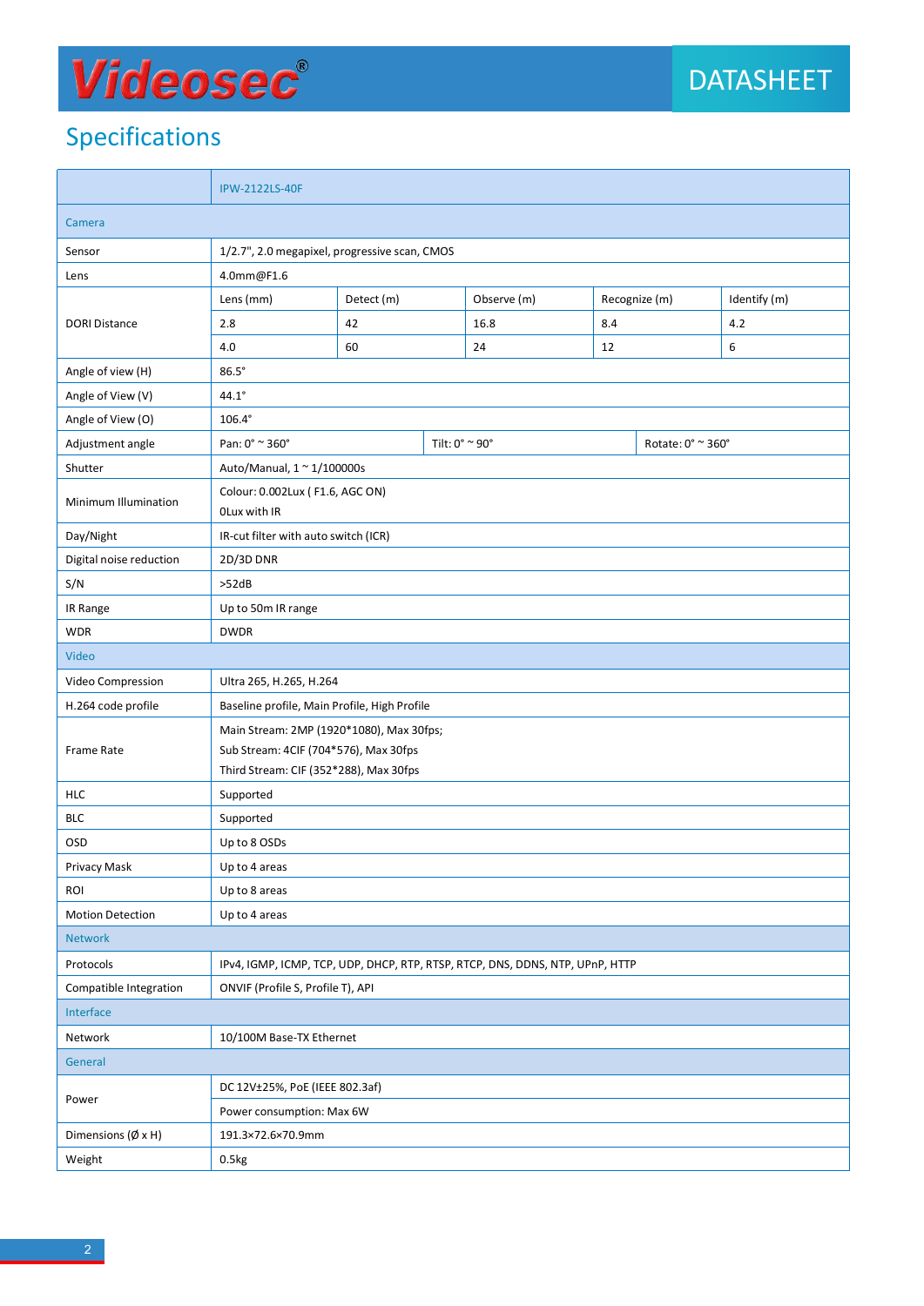Videosec®

DATASHEET

## Specifications

| | IPW-2122LS-40F | | | | |
|---|---|---|---|---|---|
| **Camera** | | | | | |
| Sensor | 1/2.7", 2.0 megapixel, progressive scan, CMOS | | | | |
| Lens | 4.0mm@F1.6 | | | | |
| DORI Distance | Lens (mm) | Detect (m) | Observe (m) | Recognize (m) | Identify (m) |
| | 2.8 | 42 | 16.8 | 8.4 | 4.2 |
| | 4.0 | 60 | 24 | 12 | 6 |
| Angle of view (H) | 86.5° | | | | |
| Angle of View (V) | 44.1° | | | | |
| Angle of View (O) | 106.4° | | | | |
| Adjustment angle | Pan: 0° ~ 360° | Tilt: 0° ~ 90° | Rotate: 0° ~ 360° | | |
| Shutter | Auto/Manual, 1 ~ 1/100000s | | | | |
| Minimum Illumination | Colour: 0.002Lux ( F1.6, AGC ON)<br>0Lux with IR | | | | |
| Day/Night | IR-cut filter with auto switch (ICR) | | | | |
| Digital noise reduction | 2D/3D DNR | | | | |
| S/N | >52dB | | | | |
| IR Range | Up to 50m IR range | | | | |
| WDR | DWDR | | | | |
| **Video** | | | | | |
| Video Compression | Ultra 265, H.265, H.264 | | | | |
| H.264 code profile | Baseline profile, Main Profile, High Profile | | | | |
| Frame Rate | Main Stream: 2MP (1920*1080), Max 30fps;<br>Sub Stream: 4CIF (704*576), Max 30fps<br>Third Stream: CIF (352*288), Max 30fps | | | | |
| HLC | Supported | | | | |
| BLC | Supported | | | | |
| OSD | Up to 8 OSDs | | | | |
| Privacy Mask | Up to 4 areas | | | | |
| ROI | Up to 8 areas | | | | |
| Motion Detection | Up to 4 areas | | | | |
| **Network** | | | | | |
| Protocols | IPv4, IGMP, ICMP, TCP, UDP, DHCP, RTP, RTSP, RTCP, DNS, DDNS, NTP, UPnP, HTTP | | | | |
| Compatible Integration | ONVIF (Profile S, Profile T), API | | | | |
| **Interface** | | | | | |
| Network | 10/100M Base-TX Ethernet | | | | |
| **General** | | | | | |
| Power | DC 12V±25%, PoE (IEEE 802.3af) | | | | |
| | Power consumption: Max 6W | | | | |
| Dimensions (Ø x H) | 191.3×72.6×70.9mm | | | | |
| Weight | 0.5kg | | | | |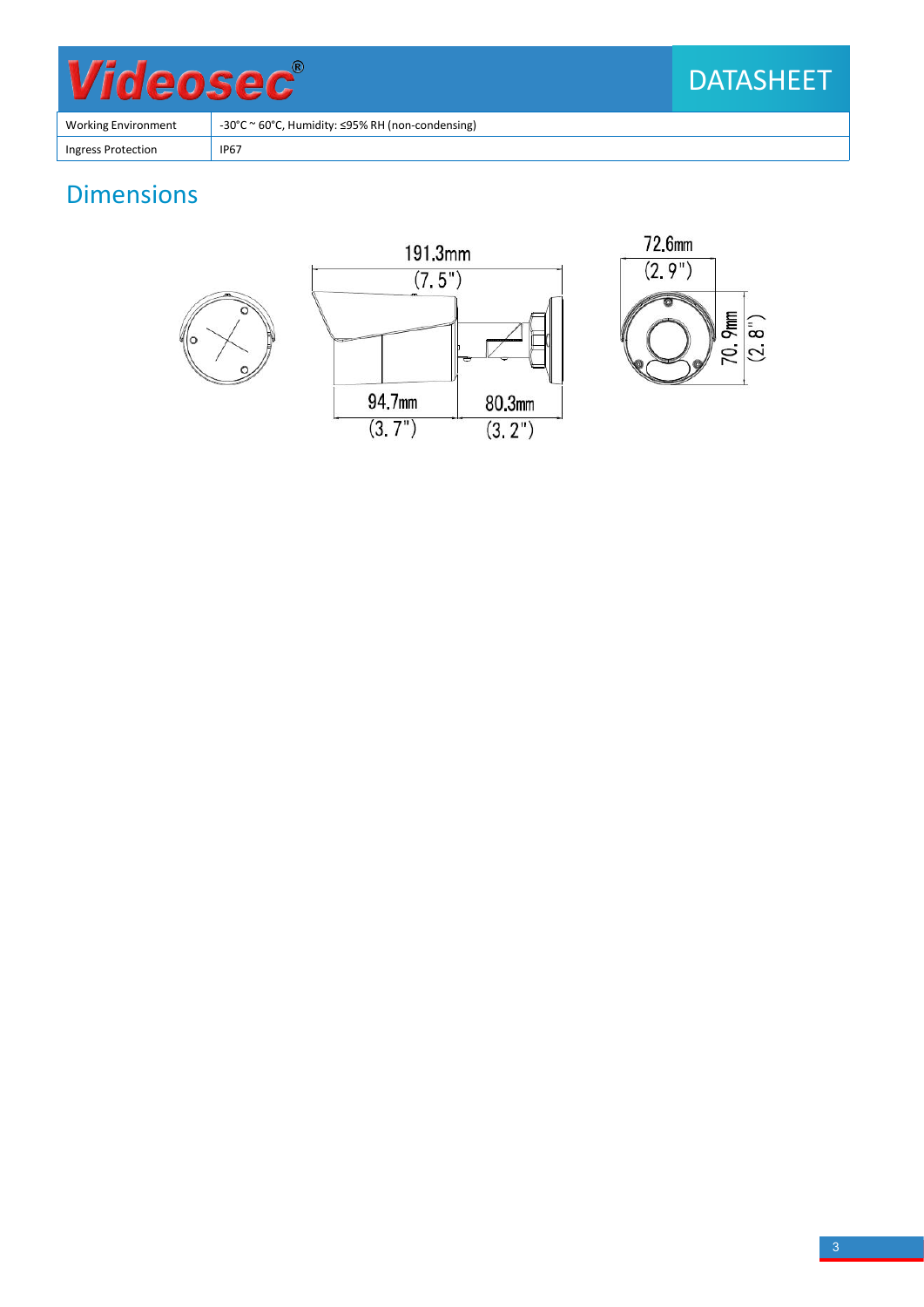| | |
|---|---|
| Working Environment | -30°C ~ 60°C, Humidity: ≤95% RH (non-condensing) |
| Ingress Protection | IP67 |

## Dimensions

191.3mm
(7.5")

94.7mm
(3.7")

80.3mm
(3.2")

72.6mm
(2.9")

70.9mm
(2.8")